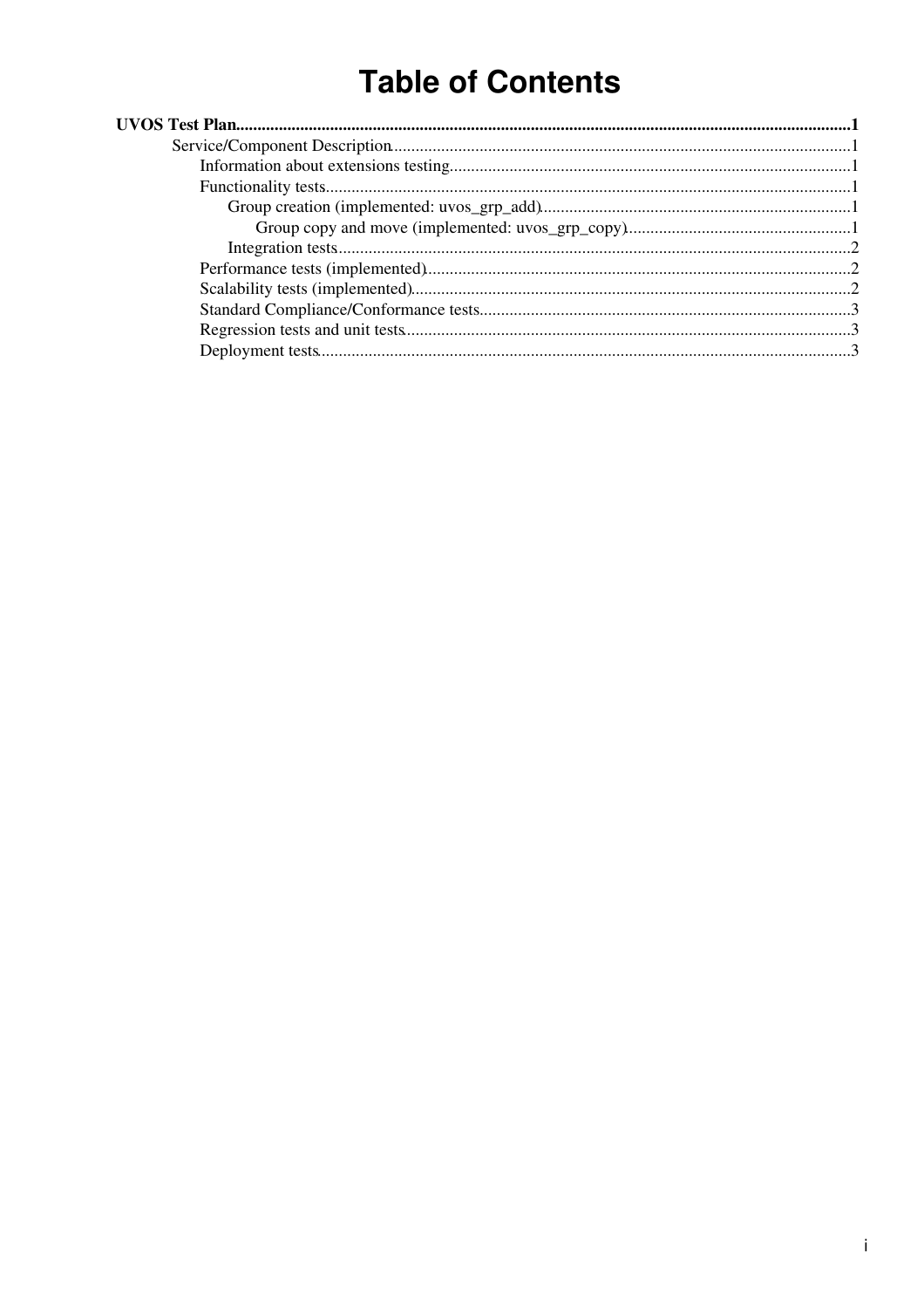# Table of Contents

**UVOS Test Plan** ... 1

- Service/Component Description ... 1
  - Information about extensions testing ... 1
  - Functionality tests ... 1
    - Group creation (implemented: uvos_grp_add) ... 1
      - Group copy and move (implemented: uvos_grp_copy) ... 1
    - Integration tests ... 2
  - Performance tests (implemented) ... 2
  - Scalability tests (implemented) ... 2
  - Standard Compliance/Conformance tests ... 3
  - Regression tests and unit tests ... 3
  - Deployment tests ... 3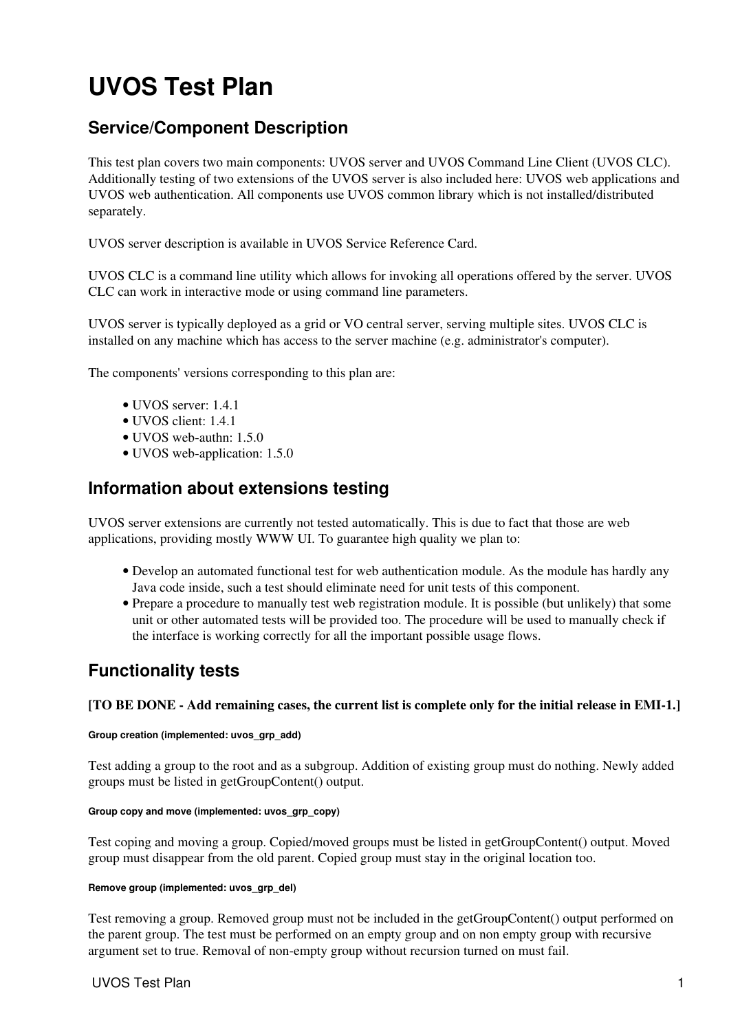# UVOS Test Plan

## Service/Component Description

This test plan covers two main components: UVOS server and UVOS Command Line Client (UVOS CLC). Additionally testing of two extensions of the UVOS server is also included here: UVOS web applications and UVOS web authentication. All components use UVOS common library which is not installed/distributed separately.

UVOS server description is available in UVOS Service Reference Card.

UVOS CLC is a command line utility which allows for invoking all operations offered by the server. UVOS CLC can work in interactive mode or using command line parameters.

UVOS server is typically deployed as a grid or VO central server, serving multiple sites. UVOS CLC is installed on any machine which has access to the server machine (e.g. administrator's computer).

The components' versions corresponding to this plan are:

- UVOS server: 1.4.1
- UVOS client: 1.4.1
- UVOS web-authn: 1.5.0
- UVOS web-application: 1.5.0

## Information about extensions testing

UVOS server extensions are currently not tested automatically. This is due to fact that those are web applications, providing mostly WWW UI. To guarantee high quality we plan to:

- Develop an automated functional test for web authentication module. As the module has hardly any Java code inside, such a test should eliminate need for unit tests of this component.
- Prepare a procedure to manually test web registration module. It is possible (but unlikely) that some unit or other automated tests will be provided too. The procedure will be used to manually check if the interface is working correctly for all the important possible usage flows.

## Functionality tests

**[TO BE DONE - Add remaining cases, the current list is complete only for the initial release in EMI-1.]**

###### Group creation (implemented: uvos_grp_add)

Test adding a group to the root and as a subgroup. Addition of existing group must do nothing. Newly added groups must be listed in getGroupContent() output.

###### Group copy and move (implemented: uvos_grp_copy)

Test coping and moving a group. Copied/moved groups must be listed in getGroupContent() output. Moved group must disappear from the old parent. Copied group must stay in the original location too.

###### Remove group (implemented: uvos_grp_del)

Test removing a group. Removed group must not be included in the getGroupContent() output performed on the parent group. The test must be performed on an empty group and on non empty group with recursive argument set to true. Removal of non-empty group without recursion turned on must fail.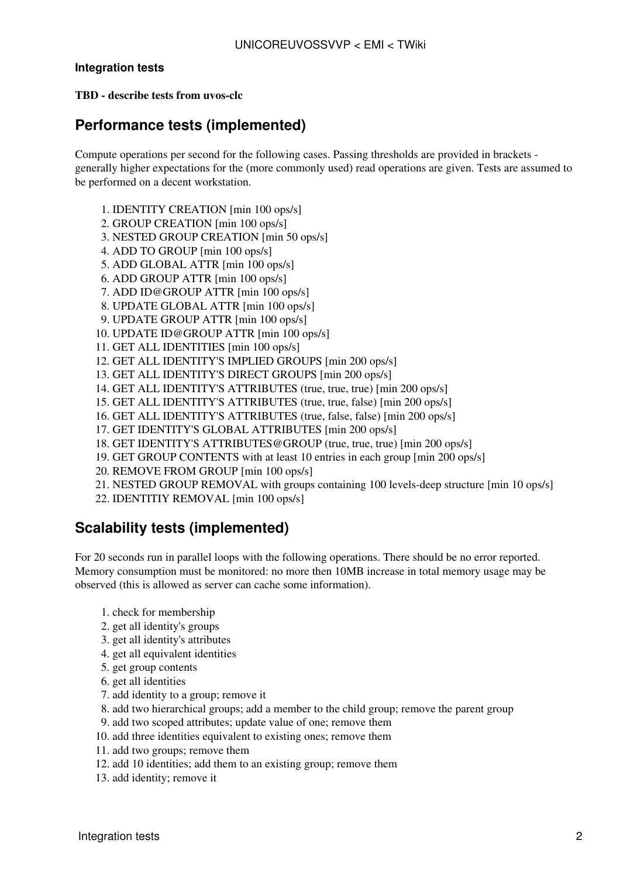#### Integration tests

**TBD - describe tests from uvos-clc**

## Performance tests (implemented)

Compute operations per second for the following cases. Passing thresholds are provided in brackets - generally higher expectations for the (more commonly used) read operations are given. Tests are assumed to be performed on a decent workstation.

1. IDENTITY CREATION [min 100 ops/s]
2. GROUP CREATION [min 100 ops/s]
3. NESTED GROUP CREATION [min 50 ops/s]
4. ADD TO GROUP [min 100 ops/s]
5. ADD GLOBAL ATTR [min 100 ops/s]
6. ADD GROUP ATTR [min 100 ops/s]
7. ADD ID@GROUP ATTR [min 100 ops/s]
8. UPDATE GLOBAL ATTR [min 100 ops/s]
9. UPDATE GROUP ATTR [min 100 ops/s]
10. UPDATE ID@GROUP ATTR [min 100 ops/s]
11. GET ALL IDENTITIES [min 100 ops/s]
12. GET ALL IDENTITY'S IMPLIED GROUPS [min 200 ops/s]
13. GET ALL IDENTITY'S DIRECT GROUPS [min 200 ops/s]
14. GET ALL IDENTITY'S ATTRIBUTES (true, true, true) [min 200 ops/s]
15. GET ALL IDENTITY'S ATTRIBUTES (true, true, false) [min 200 ops/s]
16. GET ALL IDENTITY'S ATTRIBUTES (true, false, false) [min 200 ops/s]
17. GET IDENTITY'S GLOBAL ATTRIBUTES [min 200 ops/s]
18. GET IDENTITY'S ATTRIBUTES@GROUP (true, true, true) [min 200 ops/s]
19. GET GROUP CONTENTS with at least 10 entries in each group [min 200 ops/s]
20. REMOVE FROM GROUP [min 100 ops/s]
21. NESTED GROUP REMOVAL with groups containing 100 levels-deep structure [min 10 ops/s]
22. IDENTITIY REMOVAL [min 100 ops/s]

## Scalability tests (implemented)

For 20 seconds run in parallel loops with the following operations. There should be no error reported. Memory consumption must be monitored: no more then 10MB increase in total memory usage may be observed (this is allowed as server can cache some information).

1. check for membership
2. get all identity's groups
3. get all identity's attributes
4. get all equivalent identities
5. get group contents
6. get all identities
7. add identity to a group; remove it
8. add two hierarchical groups; add a member to the child group; remove the parent group
9. add two scoped attributes; update value of one; remove them
10. add three identities equivalent to existing ones; remove them
11. add two groups; remove them
12. add 10 identities; add them to an existing group; remove them
13. add identity; remove it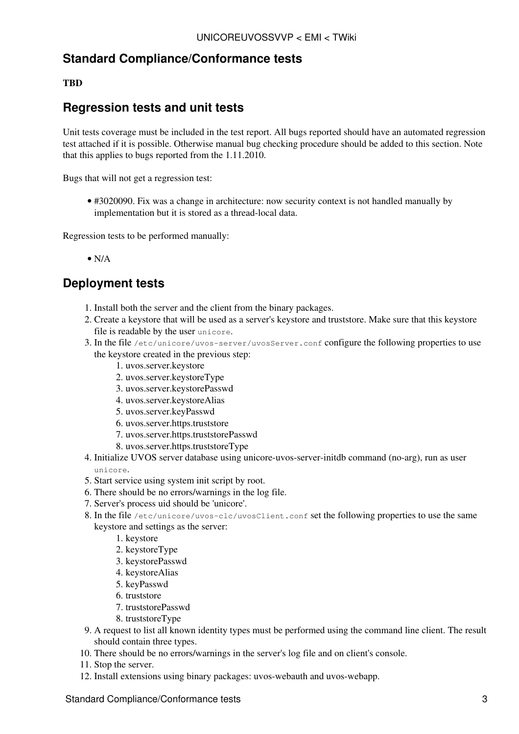## Standard Compliance/Conformance tests

**TBD**

## Regression tests and unit tests

Unit tests coverage must be included in the test report. All bugs reported should have an automated regression test attached if it is possible. Otherwise manual bug checking procedure should be added to this section. Note that this applies to bugs reported from the 1.11.2010.

Bugs that will not get a regression test:

- #3020090. Fix was a change in architecture: now security context is not handled manually by implementation but it is stored as a thread-local data.

Regression tests to be performed manually:

- N/A

## Deployment tests

1. Install both the server and the client from the binary packages.
2. Create a keystore that will be used as a server's keystore and truststore. Make sure that this keystore file is readable by the user `unicore`.
3. In the file `/etc/unicore/uvos-server/uvosServer.conf` configure the following properties to use the keystore created in the previous step:
    1. uvos.server.keystore
    2. uvos.server.keystoreType
    3. uvos.server.keystorePasswd
    4. uvos.server.keystoreAlias
    5. uvos.server.keyPasswd
    6. uvos.server.https.truststore
    7. uvos.server.https.truststorePasswd
    8. uvos.server.https.truststoreType
4. Initialize UVOS server database using unicore-uvos-server-initdb command (no-arg), run as user `unicore`.
5. Start service using system init script by root.
6. There should be no errors/warnings in the log file.
7. Server's process uid should be 'unicore'.
8. In the file `/etc/unicore/uvos-clc/uvosClient.conf` set the following properties to use the same keystore and settings as the server:
    1. keystore
    2. keystoreType
    3. keystorePasswd
    4. keystoreAlias
    5. keyPasswd
    6. truststore
    7. truststorePasswd
    8. truststoreType
9. A request to list all known identity types must be performed using the command line client. The result should contain three types.
10. There should be no errors/warnings in the server's log file and on client's console.
11. Stop the server.
12. Install extensions using binary packages: uvos-webauth and uvos-webapp.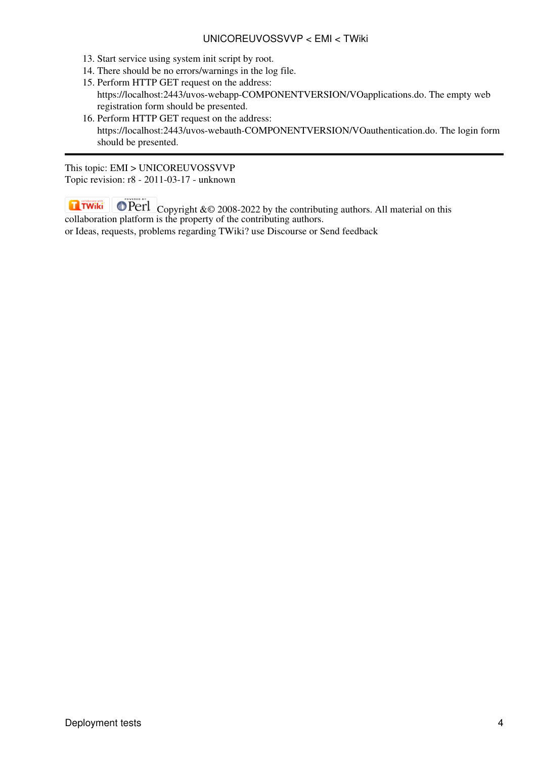13. Start service using system init script by root.
14. There should be no errors/warnings in the log file.
15. Perform HTTP GET request on the address: https://localhost:2443/uvos-webapp-COMPONENTVERSION/VOapplications.do. The empty web registration form should be presented.
16. Perform HTTP GET request on the address: https://localhost:2443/uvos-webauth-COMPONENTVERSION/VOauthentication.do. The login form should be presented.

---

This topic: EMI > UNICOREUVOSSVVP
Topic revision: r8 - 2011-03-17 - unknown

Copyright &© 2008-2022 by the contributing authors. All material on this collaboration platform is the property of the contributing authors.
or Ideas, requests, problems regarding TWiki? use Discourse or Send feedback